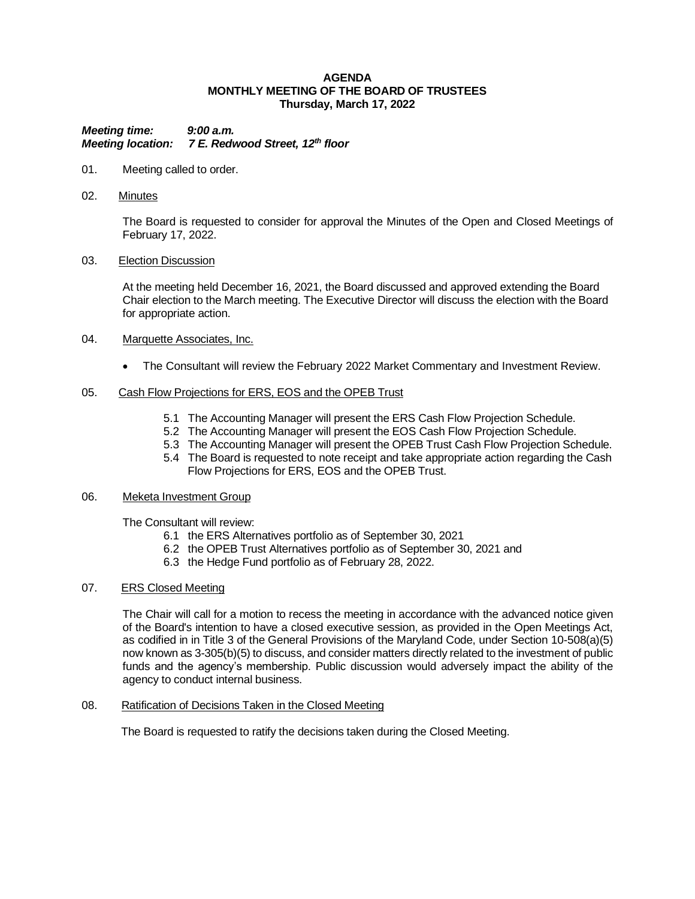**AGENDA**
**MONTHLY MEETING OF THE BOARD OF TRUSTEES**
**Thursday, March 17, 2022**

***Meeting time:*** ***9:00 a.m.***
***Meeting location:*** ***7 E. Redwood Street, 12th floor***

01. Meeting called to order.

02. Minutes

    The Board is requested to consider for approval the Minutes of the Open and Closed Meetings of February 17, 2022.

03. Election Discussion

    At the meeting held December 16, 2021, the Board discussed and approved extending the Board Chair election to the March meeting. The Executive Director will discuss the election with the Board for appropriate action.

04. Marquette Associates, Inc.

    - The Consultant will review the February 2022 Market Commentary and Investment Review.

05. Cash Flow Projections for ERS, EOS and the OPEB Trust

    5.1 The Accounting Manager will present the ERS Cash Flow Projection Schedule.
    5.2 The Accounting Manager will present the EOS Cash Flow Projection Schedule.
    5.3 The Accounting Manager will present the OPEB Trust Cash Flow Projection Schedule.
    5.4 The Board is requested to note receipt and take appropriate action regarding the Cash Flow Projections for ERS, EOS and the OPEB Trust.

06. Meketa Investment Group

    The Consultant will review:
    6.1 the ERS Alternatives portfolio as of September 30, 2021
    6.2 the OPEB Trust Alternatives portfolio as of September 30, 2021 and
    6.3 the Hedge Fund portfolio as of February 28, 2022.

07. ERS Closed Meeting

    The Chair will call for a motion to recess the meeting in accordance with the advanced notice given of the Board's intention to have a closed executive session, as provided in the Open Meetings Act, as codified in in Title 3 of the General Provisions of the Maryland Code, under Section 10-508(a)(5) now known as 3-305(b)(5) to discuss, and consider matters directly related to the investment of public funds and the agency's membership. Public discussion would adversely impact the ability of the agency to conduct internal business.

08. Ratification of Decisions Taken in the Closed Meeting

    The Board is requested to ratify the decisions taken during the Closed Meeting.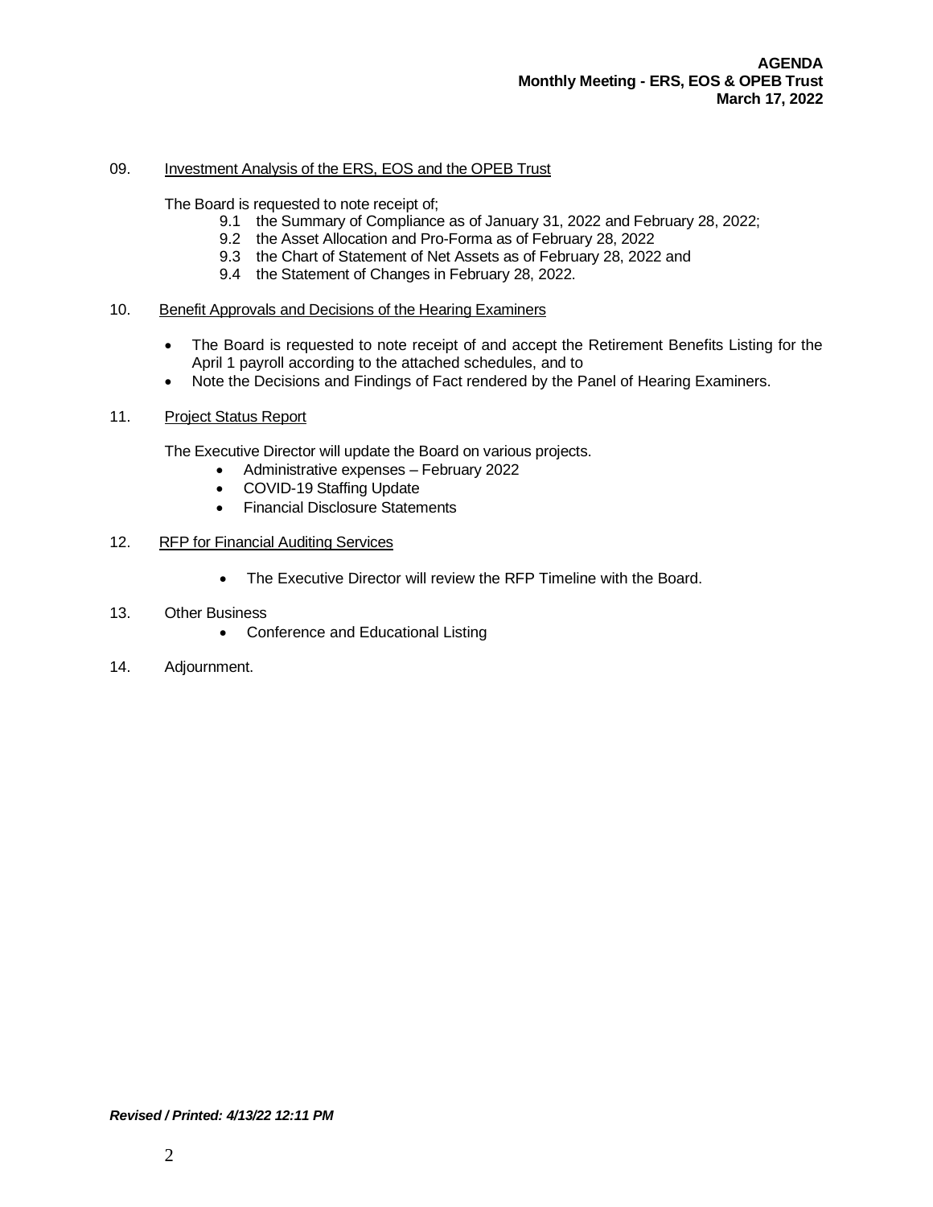09. Investment Analysis of the ERS, EOS and the OPEB Trust

The Board is requested to note receipt of;

- 9.1 the Summary of Compliance as of January 31, 2022 and February 28, 2022;
- 9.2 the Asset Allocation and Pro-Forma as of February 28, 2022
- 9.3 the Chart of Statement of Net Assets as of February 28, 2022 and
- 9.4 the Statement of Changes in February 28, 2022.

10. Benefit Approvals and Decisions of the Hearing Examiners

- The Board is requested to note receipt of and accept the Retirement Benefits Listing for the April 1 payroll according to the attached schedules, and to
- Note the Decisions and Findings of Fact rendered by the Panel of Hearing Examiners.

11. Project Status Report

The Executive Director will update the Board on various projects.

- Administrative expenses – February 2022
- COVID-19 Staffing Update
- Financial Disclosure Statements

12. RFP for Financial Auditing Services

- The Executive Director will review the RFP Timeline with the Board.

13. Other Business

- Conference and Educational Listing

14. Adjournment.

***Revised / Printed: 4/13/22 12:11 PM***